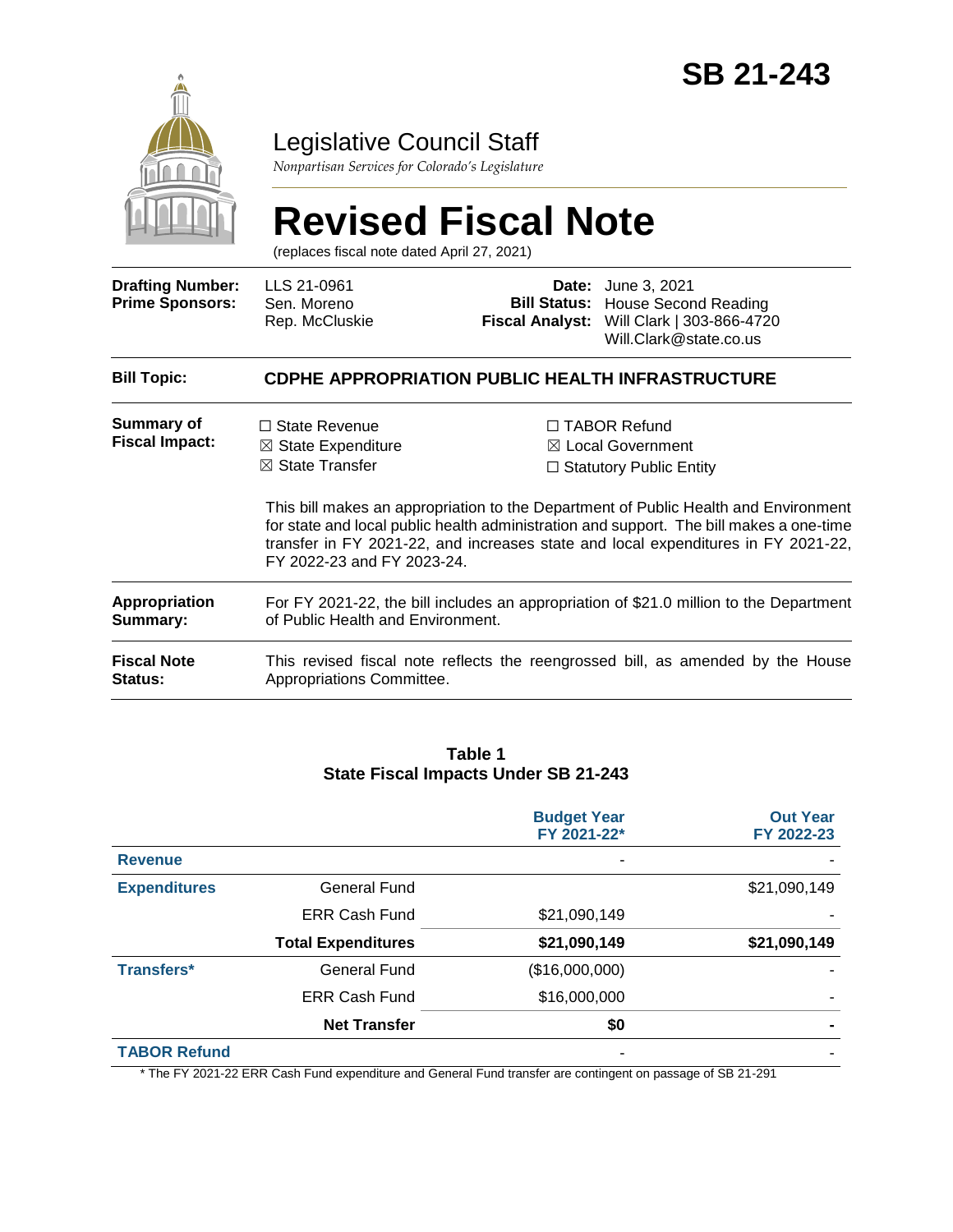# SB 21-243

Legislative Council Staff

*Nonpartisan Services for Colorado's Legislature*

# Revised Fiscal Note

(replaces fiscal note dated April 27, 2021)

| | | | |
|---|---|---|---|
| **Drafting Number:** | LLS 21-0961 | **Date:** | June 3, 2021 |
| **Prime Sponsors:** | Sen. Moreno<br>Rep. McCluskie | **Bill Status:** | House Second Reading |
| | | **Fiscal Analyst:** | Will Clark \| 303-866-4720<br>Will.Clark@state.co.us |

**Bill Topic:** **CDPHE APPROPRIATION PUBLIC HEALTH INFRASTRUCTURE**

**Summary of Fiscal Impact:**

☐ State Revenue
☒ State Expenditure
☒ State Transfer
☐ TABOR Refund
☒ Local Government
☐ Statutory Public Entity

This bill makes an appropriation to the Department of Public Health and Environment for state and local public health administration and support. The bill makes a one-time transfer in FY 2021-22, and increases state and local expenditures in FY 2021-22, FY 2022-23 and FY 2023-24.

**Appropriation Summary:** For FY 2021-22, the bill includes an appropriation of $21.0 million to the Department of Public Health and Environment.

**Fiscal Note Status:** This revised fiscal note reflects the reengrossed bill, as amended by the House Appropriations Committee.

**Table 1**
**State Fiscal Impacts Under SB 21-243**

| | | Budget Year FY 2021-22* | Out Year FY 2022-23 |
|---|---|---|---|
| **Revenue** | | - | - |
| **Expenditures** | General Fund | | $21,090,149 |
| | ERR Cash Fund | $21,090,149 | - |
| | **Total Expenditures** | **$21,090,149** | **$21,090,149** |
| **Transfers*** | General Fund | ($16,000,000) | - |
| | ERR Cash Fund | $16,000,000 | - |
| | **Net Transfer** | **$0** | **-** |
| **TABOR Refund** | | - | - |

* The FY 2021-22 ERR Cash Fund expenditure and General Fund transfer are contingent on passage of SB 21-291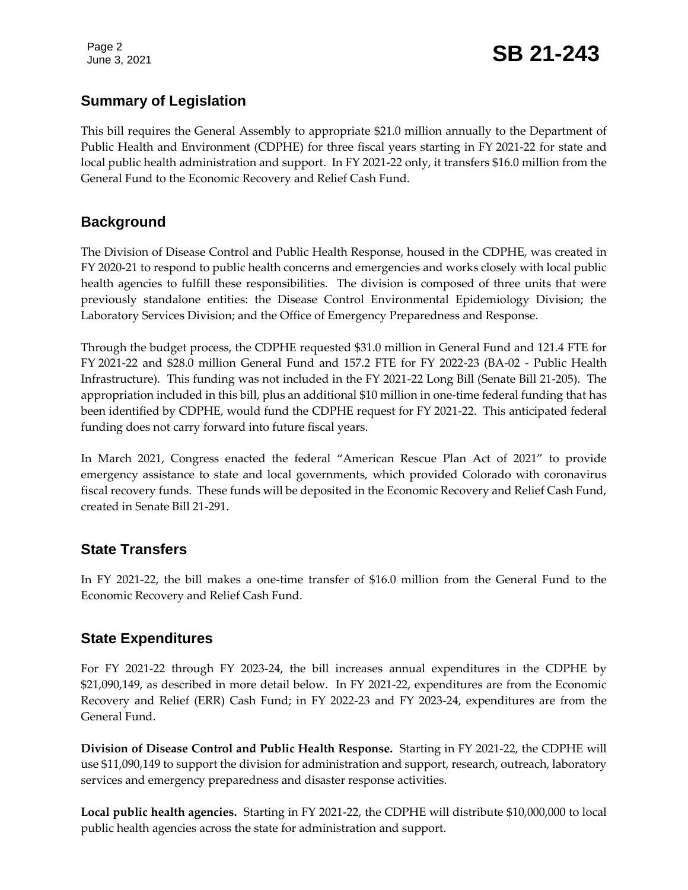## Summary of Legislation

This bill requires the General Assembly to appropriate $21.0 million annually to the Department of Public Health and Environment (CDPHE) for three fiscal years starting in FY 2021-22 for state and local public health administration and support. In FY 2021-22 only, it transfers $16.0 million from the General Fund to the Economic Recovery and Relief Cash Fund.

## Background

The Division of Disease Control and Public Health Response, housed in the CDPHE, was created in FY 2020-21 to respond to public health concerns and emergencies and works closely with local public health agencies to fulfill these responsibilities. The division is composed of three units that were previously standalone entities: the Disease Control Environmental Epidemiology Division; the Laboratory Services Division; and the Office of Emergency Preparedness and Response.

Through the budget process, the CDPHE requested $31.0 million in General Fund and 121.4 FTE for FY 2021-22 and $28.0 million General Fund and 157.2 FTE for FY 2022-23 (BA-02 - Public Health Infrastructure). This funding was not included in the FY 2021-22 Long Bill (Senate Bill 21-205). The appropriation included in this bill, plus an additional $10 million in one-time federal funding that has been identified by CDPHE, would fund the CDPHE request for FY 2021-22. This anticipated federal funding does not carry forward into future fiscal years.

In March 2021, Congress enacted the federal "American Rescue Plan Act of 2021" to provide emergency assistance to state and local governments, which provided Colorado with coronavirus fiscal recovery funds. These funds will be deposited in the Economic Recovery and Relief Cash Fund, created in Senate Bill 21-291.

## State Transfers

In FY 2021-22, the bill makes a one-time transfer of $16.0 million from the General Fund to the Economic Recovery and Relief Cash Fund.

## State Expenditures

For FY 2021-22 through FY 2023-24, the bill increases annual expenditures in the CDPHE by $21,090,149, as described in more detail below. In FY 2021-22, expenditures are from the Economic Recovery and Relief (ERR) Cash Fund; in FY 2022-23 and FY 2023-24, expenditures are from the General Fund.

**Division of Disease Control and Public Health Response.** Starting in FY 2021-22, the CDPHE will use $11,090,149 to support the division for administration and support, research, outreach, laboratory services and emergency preparedness and disaster response activities.

**Local public health agencies.** Starting in FY 2021-22, the CDPHE will distribute $10,000,000 to local public health agencies across the state for administration and support.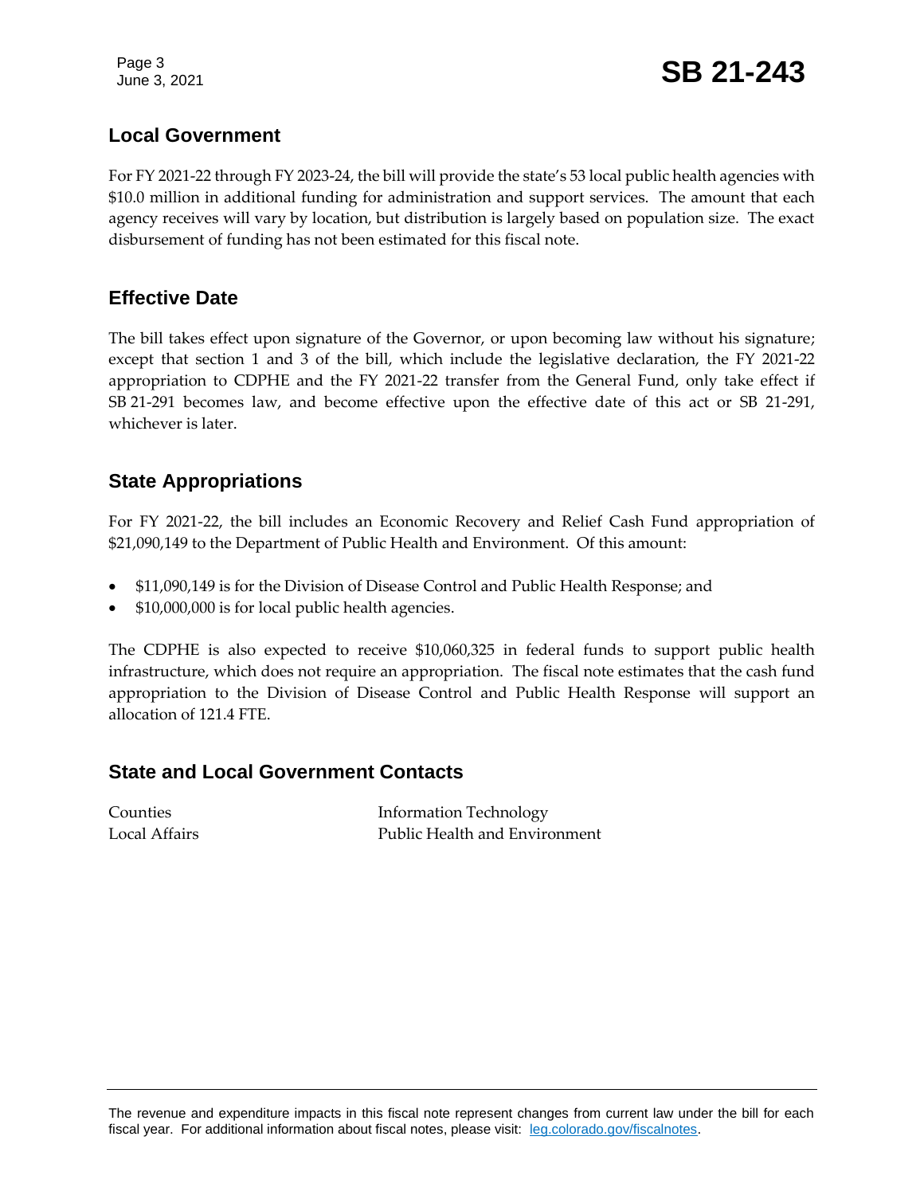## Local Government

For FY 2021-22 through FY 2023-24, the bill will provide the state's 53 local public health agencies with $10.0 million in additional funding for administration and support services. The amount that each agency receives will vary by location, but distribution is largely based on population size. The exact disbursement of funding has not been estimated for this fiscal note.

## Effective Date

The bill takes effect upon signature of the Governor, or upon becoming law without his signature; except that section 1 and 3 of the bill, which include the legislative declaration, the FY 2021-22 appropriation to CDPHE and the FY 2021-22 transfer from the General Fund, only take effect if SB 21-291 becomes law, and become effective upon the effective date of this act or SB 21-291, whichever is later.

## State Appropriations

For FY 2021-22, the bill includes an Economic Recovery and Relief Cash Fund appropriation of $21,090,149 to the Department of Public Health and Environment. Of this amount:

- $11,090,149 is for the Division of Disease Control and Public Health Response; and
- $10,000,000 is for local public health agencies.

The CDPHE is also expected to receive $10,060,325 in federal funds to support public health infrastructure, which does not require an appropriation. The fiscal note estimates that the cash fund appropriation to the Division of Disease Control and Public Health Response will support an allocation of 121.4 FTE.

## State and Local Government Contacts

| | |
|---|---|
| Counties | Information Technology |
| Local Affairs | Public Health and Environment |

The revenue and expenditure impacts in this fiscal note represent changes from current law under the bill for each fiscal year. For additional information about fiscal notes, please visit: leg.colorado.gov/fiscalnotes.